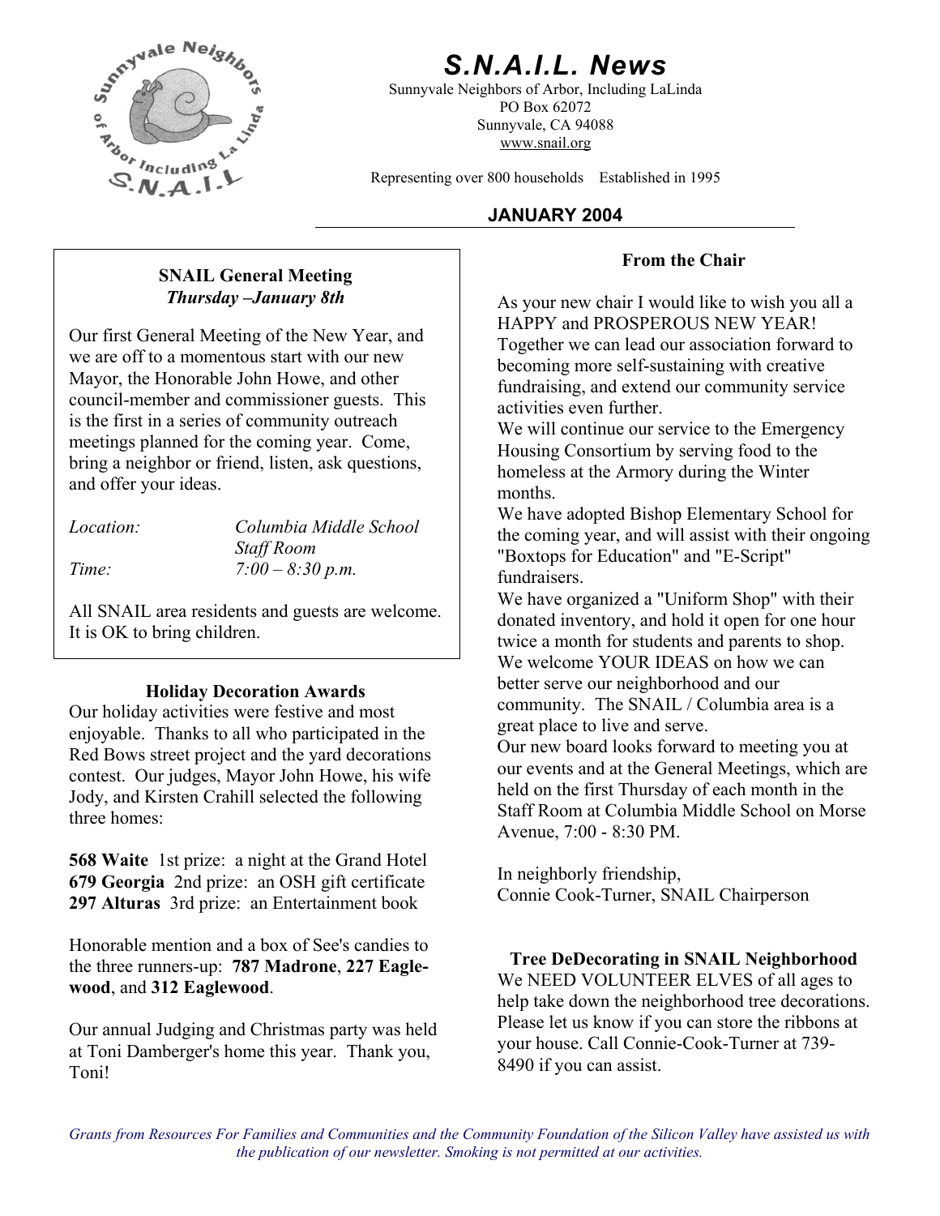# S.N.A.I.L. News

Sunnyvale Neighbors of Arbor, Including LaLinda
PO Box 62072
Sunnyvale, CA 94088
www.snail.org

Representing over 800 households    Established in 1995

**JANUARY 2004**

### SNAIL General Meeting
***Thursday –January 8th***

Our first General Meeting of the New Year, and we are off to a momentous start with our new Mayor, the Honorable John Howe, and other council-member and commissioner guests. This is the first in a series of community outreach meetings planned for the coming year. Come, bring a neighbor or friend, listen, ask questions, and offer your ideas.

*Location:* *Columbia Middle School Staff Room*
*Time:* *7:00 – 8:30 p.m.*

All SNAIL area residents and guests are welcome. It is OK to bring children.

### Holiday Decoration Awards

Our holiday activities were festive and most enjoyable. Thanks to all who participated in the Red Bows street project and the yard decorations contest. Our judges, Mayor John Howe, his wife Jody, and Kirsten Crahill selected the following three homes:

**568 Waite** 1st prize: a night at the Grand Hotel
**679 Georgia** 2nd prize: an OSH gift certificate
**297 Alturas** 3rd prize: an Entertainment book

Honorable mention and a box of See's candies to the three runners-up: **787 Madrone**, **227 Eagle-wood**, and **312 Eaglewood**.

Our annual Judging and Christmas party was held at Toni Damberger's home this year. Thank you, Toni!

### From the Chair

As your new chair I would like to wish you all a HAPPY and PROSPEROUS NEW YEAR! Together we can lead our association forward to becoming more self-sustaining with creative fundraising, and extend our community service activities even further.

We will continue our service to the Emergency Housing Consortium by serving food to the homeless at the Armory during the Winter months.

We have adopted Bishop Elementary School for the coming year, and will assist with their ongoing "Boxtops for Education" and "E-Script" fundraisers.

We have organized a "Uniform Shop" with their donated inventory, and hold it open for one hour twice a month for students and parents to shop.

We welcome YOUR IDEAS on how we can better serve our neighborhood and our community. The SNAIL / Columbia area is a great place to live and serve.

Our new board looks forward to meeting you at our events and at the General Meetings, which are held on the first Thursday of each month in the Staff Room at Columbia Middle School on Morse Avenue, 7:00 - 8:30 PM.

In neighborly friendship,
Connie Cook-Turner, SNAIL Chairperson

### Tree DeDecorating in SNAIL Neighborhood

We NEED VOLUNTEER ELVES of all ages to help take down the neighborhood tree decorations. Please let us know if you can store the ribbons at your house. Call Connie-Cook-Turner at 739-8490 if you can assist.

*Grants from Resources For Families and Communities and the Community Foundation of the Silicon Valley have assisted us with the publication of our newsletter. Smoking is not permitted at our activities.*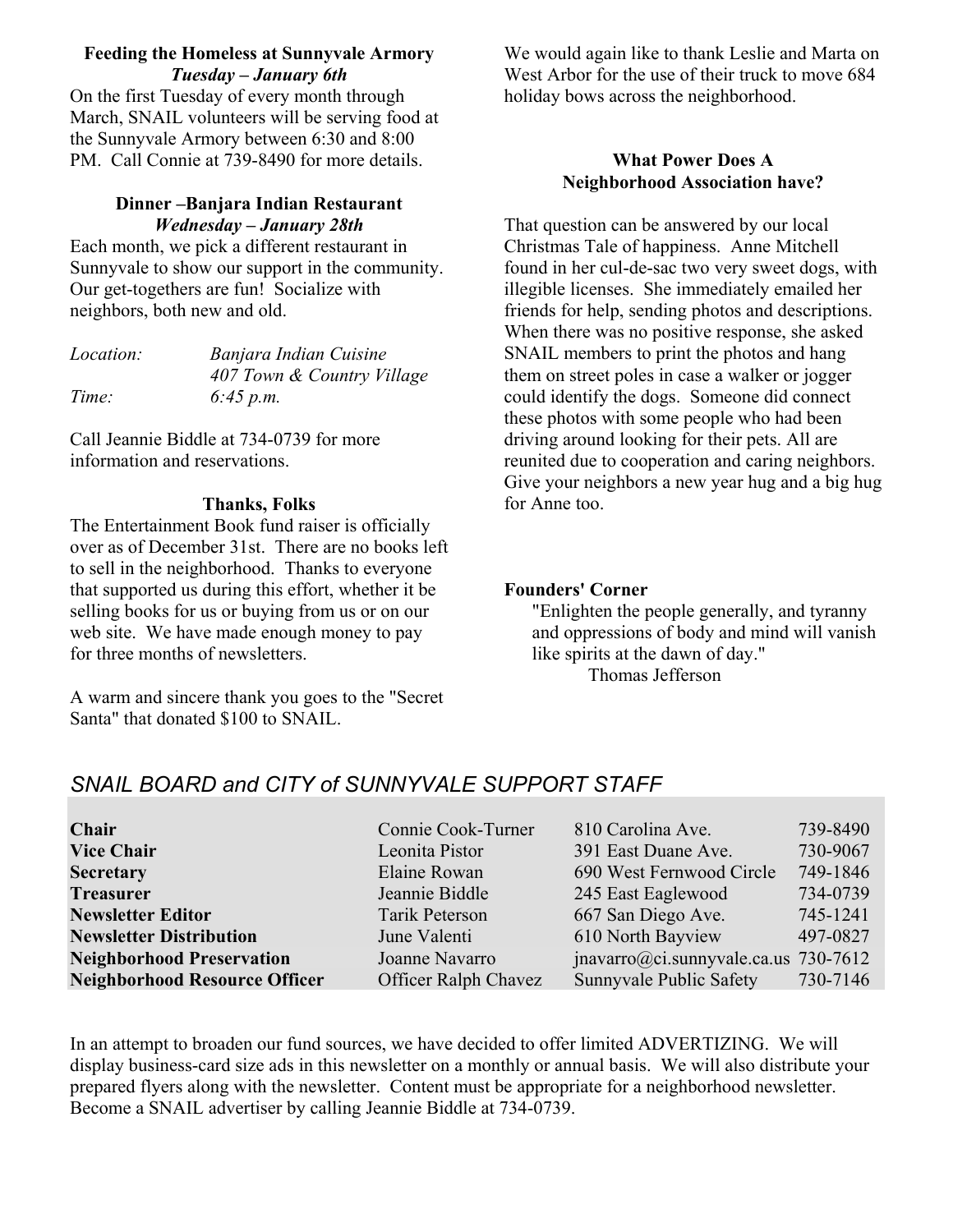**Feeding the Homeless at Sunnyvale Armory**
***Tuesday – January 6th***

On the first Tuesday of every month through March, SNAIL volunteers will be serving food at the Sunnyvale Armory between 6:30 and 8:00 PM. Call Connie at 739-8490 for more details.

**Dinner –Banjara Indian Restaurant**
***Wednesday – January 28th***

Each month, we pick a different restaurant in Sunnyvale to show our support in the community. Our get-togethers are fun! Socialize with neighbors, both new and old.

| | |
|---|---|
| *Location:* | *Banjara Indian Cuisine* |
| | *407 Town & Country Village* |
| *Time:* | *6:45 p.m.* |

Call Jeannie Biddle at 734-0739 for more information and reservations.

**Thanks, Folks**

The Entertainment Book fund raiser is officially over as of December 31st. There are no books left to sell in the neighborhood. Thanks to everyone that supported us during this effort, whether it be selling books for us or buying from us or on our web site. We have made enough money to pay for three months of newsletters.

A warm and sincere thank you goes to the "Secret Santa" that donated $100 to SNAIL.

We would again like to thank Leslie and Marta on West Arbor for the use of their truck to move 684 holiday bows across the neighborhood.

**What Power Does A Neighborhood Association have?**

That question can be answered by our local Christmas Tale of happiness. Anne Mitchell found in her cul-de-sac two very sweet dogs, with illegible licenses. She immediately emailed her friends for help, sending photos and descriptions. When there was no positive response, she asked SNAIL members to print the photos and hang them on street poles in case a walker or jogger could identify the dogs. Someone did connect these photos with some people who had been driving around looking for their pets. All are reunited due to cooperation and caring neighbors. Give your neighbors a new year hug and a big hug for Anne too.

**Founders' Corner**

"Enlighten the people generally, and tyranny and oppressions of body and mind will vanish like spirits at the dawn of day."
Thomas Jefferson

## *SNAIL BOARD and CITY of SUNNYVALE SUPPORT STAFF*

| | | | |
|---|---|---|---|
| **Chair** | Connie Cook-Turner | 810 Carolina Ave. | 739-8490 |
| **Vice Chair** | Leonita Pistor | 391 East Duane Ave. | 730-9067 |
| **Secretary** | Elaine Rowan | 690 West Fernwood Circle | 749-1846 |
| **Treasurer** | Jeannie Biddle | 245 East Eaglewood | 734-0739 |
| **Newsletter Editor** | Tarik Peterson | 667 San Diego Ave. | 745-1241 |
| **Newsletter Distribution** | June Valenti | 610 North Bayview | 497-0827 |
| **Neighborhood Preservation** | Joanne Navarro | jnavarro@ci.sunnyvale.ca.us | 730-7612 |
| **Neighborhood Resource Officer** | Officer Ralph Chavez | Sunnyvale Public Safety | 730-7146 |

In an attempt to broaden our fund sources, we have decided to offer limited ADVERTIZING. We will display business-card size ads in this newsletter on a monthly or annual basis. We will also distribute your prepared flyers along with the newsletter. Content must be appropriate for a neighborhood newsletter. Become a SNAIL advertiser by calling Jeannie Biddle at 734-0739.